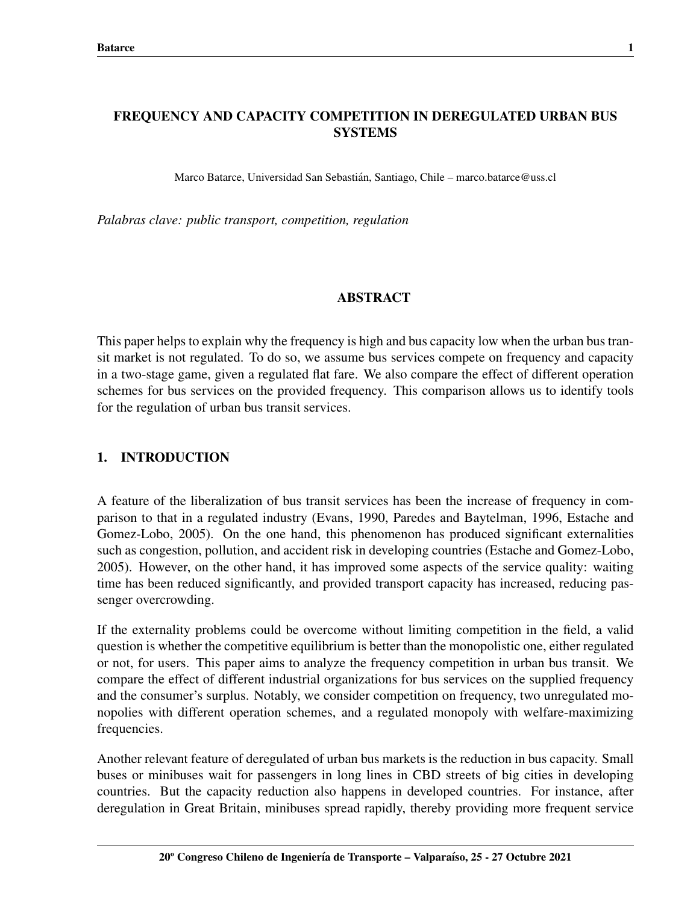# FREQUENCY AND CAPACITY COMPETITION IN DEREGULATED URBAN BUS SYSTEMS

Marco Batarce, Universidad San Sebastián, Santiago, Chile – marco.batarce@uss.cl

*Palabras clave: public transport, competition, regulation*

## ABSTRACT

This paper helps to explain why the frequency is high and bus capacity low when the urban bus transit market is not regulated. To do so, we assume bus services compete on frequency and capacity in a two-stage game, given a regulated flat fare. We also compare the effect of different operation schemes for bus services on the provided frequency. This comparison allows us to identify tools for the regulation of urban bus transit services.

## 1. INTRODUCTION

A feature of the liberalization of bus transit services has been the increase of frequency in comparison to that in a regulated industry (Evans, 1990, Paredes and Baytelman, 1996, Estache and Gomez-Lobo, 2005). On the one hand, this phenomenon has produced significant externalities such as congestion, pollution, and accident risk in developing countries (Estache and Gomez-Lobo, 2005). However, on the other hand, it has improved some aspects of the service quality: waiting time has been reduced significantly, and provided transport capacity has increased, reducing passenger overcrowding.

If the externality problems could be overcome without limiting competition in the field, a valid question is whether the competitive equilibrium is better than the monopolistic one, either regulated or not, for users. This paper aims to analyze the frequency competition in urban bus transit. We compare the effect of different industrial organizations for bus services on the supplied frequency and the consumer's surplus. Notably, we consider competition on frequency, two unregulated monopolies with different operation schemes, and a regulated monopoly with welfare-maximizing frequencies.

Another relevant feature of deregulated of urban bus markets is the reduction in bus capacity. Small buses or minibuses wait for passengers in long lines in CBD streets of big cities in developing countries. But the capacity reduction also happens in developed countries. For instance, after deregulation in Great Britain, minibuses spread rapidly, thereby providing more frequent service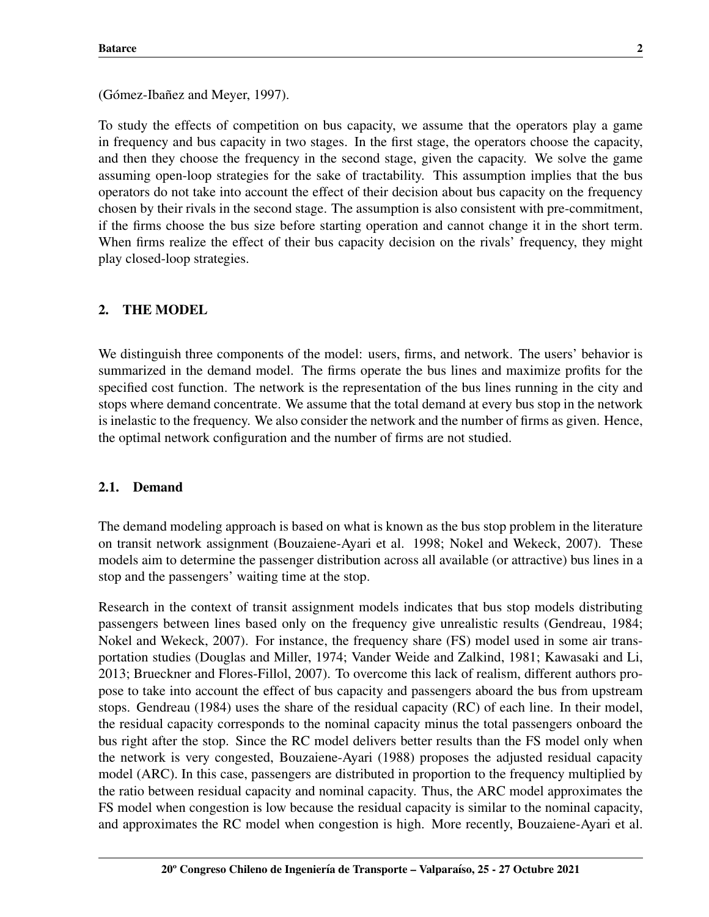(Gómez-Ibañez and Meyer, 1997).

To study the effects of competition on bus capacity, we assume that the operators play a game in frequency and bus capacity in two stages. In the first stage, the operators choose the capacity, and then they choose the frequency in the second stage, given the capacity. We solve the game assuming open-loop strategies for the sake of tractability. This assumption implies that the bus operators do not take into account the effect of their decision about bus capacity on the frequency chosen by their rivals in the second stage. The assumption is also consistent with pre-commitment, if the firms choose the bus size before starting operation and cannot change it in the short term. When firms realize the effect of their bus capacity decision on the rivals' frequency, they might play closed-loop strategies.

## 2. THE MODEL

We distinguish three components of the model: users, firms, and network. The users' behavior is summarized in the demand model. The firms operate the bus lines and maximize profits for the specified cost function. The network is the representation of the bus lines running in the city and stops where demand concentrate. We assume that the total demand at every bus stop in the network is inelastic to the frequency. We also consider the network and the number of firms as given. Hence, the optimal network configuration and the number of firms are not studied.

### 2.1. Demand

The demand modeling approach is based on what is known as the bus stop problem in the literature on transit network assignment (Bouzaiene-Ayari et al. 1998; Nokel and Wekeck, 2007). These models aim to determine the passenger distribution across all available (or attractive) bus lines in a stop and the passengers' waiting time at the stop.

Research in the context of transit assignment models indicates that bus stop models distributing passengers between lines based only on the frequency give unrealistic results (Gendreau, 1984; Nokel and Wekeck, 2007). For instance, the frequency share (FS) model used in some air transportation studies (Douglas and Miller, 1974; Vander Weide and Zalkind, 1981; Kawasaki and Li, 2013; Brueckner and Flores-Fillol, 2007). To overcome this lack of realism, different authors propose to take into account the effect of bus capacity and passengers aboard the bus from upstream stops. Gendreau (1984) uses the share of the residual capacity (RC) of each line. In their model, the residual capacity corresponds to the nominal capacity minus the total passengers onboard the bus right after the stop. Since the RC model delivers better results than the FS model only when the network is very congested, Bouzaiene-Ayari (1988) proposes the adjusted residual capacity model (ARC). In this case, passengers are distributed in proportion to the frequency multiplied by the ratio between residual capacity and nominal capacity. Thus, the ARC model approximates the FS model when congestion is low because the residual capacity is similar to the nominal capacity, and approximates the RC model when congestion is high. More recently, Bouzaiene-Ayari et al.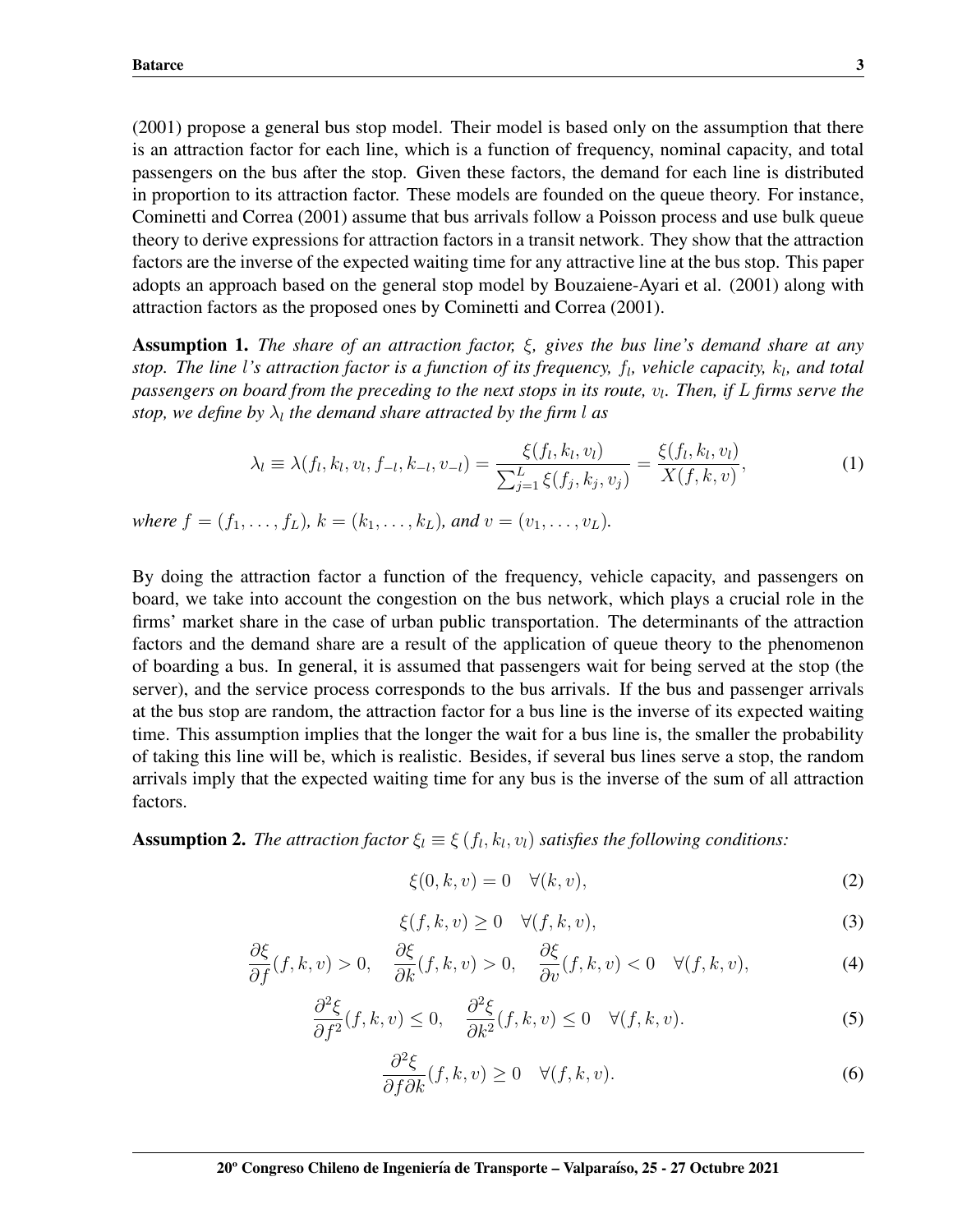(2001) propose a general bus stop model. Their model is based only on the assumption that there is an attraction factor for each line, which is a function of frequency, nominal capacity, and total passengers on the bus after the stop. Given these factors, the demand for each line is distributed in proportion to its attraction factor. These models are founded on the queue theory. For instance, Cominetti and Correa (2001) assume that bus arrivals follow a Poisson process and use bulk queue theory to derive expressions for attraction factors in a transit network. They show that the attraction factors are the inverse of the expected waiting time for any attractive line at the bus stop. This paper adopts an approach based on the general stop model by Bouzaiene-Ayari et al. (2001) along with attraction factors as the proposed ones by Cominetti and Correa (2001).

**Assumption 1.** *The share of an attraction factor, $\xi$, gives the bus line's demand share at any stop. The line $l$'s attraction factor is a function of its frequency, $f_l$, vehicle capacity, $k_l$, and total passengers on board from the preceding to the next stops in its route, $v_l$. Then, if $L$ firms serve the stop, we define by $\lambda_l$ the demand share attracted by the firm $l$ as*

$$\lambda_l \equiv \lambda(f_l, k_l, v_l, f_{-l}, k_{-l}, v_{-l}) = \frac{\xi(f_l, k_l, v_l)}{\sum_{j=1}^{L} \xi(f_j, k_j, v_j)} = \frac{\xi(f_l, k_l, v_l)}{X(f, k, v)}, \tag{1}$$

*where $f = (f_1, \ldots, f_L)$, $k = (k_1, \ldots, k_L)$, and $v = (v_1, \ldots, v_L)$.*

By doing the attraction factor a function of the frequency, vehicle capacity, and passengers on board, we take into account the congestion on the bus network, which plays a crucial role in the firms' market share in the case of urban public transportation. The determinants of the attraction factors and the demand share are a result of the application of queue theory to the phenomenon of boarding a bus. In general, it is assumed that passengers wait for being served at the stop (the server), and the service process corresponds to the bus arrivals. If the bus and passenger arrivals at the bus stop are random, the attraction factor for a bus line is the inverse of its expected waiting time. This assumption implies that the longer the wait for a bus line is, the smaller the probability of taking this line will be, which is realistic. Besides, if several bus lines serve a stop, the random arrivals imply that the expected waiting time for any bus is the inverse of the sum of all attraction factors.

**Assumption 2.** *The attraction factor $\xi_l \equiv \xi(f_l, k_l, v_l)$ satisfies the following conditions:*

$$\xi(0, k, v) = 0 \quad \forall (k, v), \tag{2}$$

$$\xi(f, k, v) \geq 0 \quad \forall (f, k, v), \tag{3}$$

$$\frac{\partial \xi}{\partial f}(f, k, v) > 0, \quad \frac{\partial \xi}{\partial k}(f, k, v) > 0, \quad \frac{\partial \xi}{\partial v}(f, k, v) < 0 \quad \forall (f, k, v), \tag{4}$$

$$\frac{\partial^2 \xi}{\partial f^2}(f, k, v) \leq 0, \quad \frac{\partial^2 \xi}{\partial k^2}(f, k, v) \leq 0 \quad \forall (f, k, v). \tag{5}$$

$$\frac{\partial^2 \xi}{\partial f \partial k}(f, k, v) \geq 0 \quad \forall (f, k, v). \tag{6}$$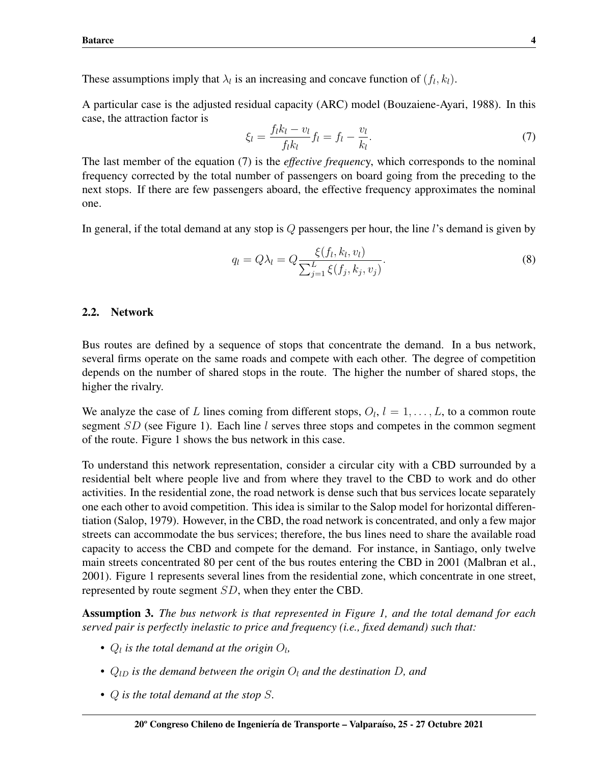These assumptions imply that $\lambda_l$ is an increasing and concave function of $(f_l, k_l)$.

A particular case is the adjusted residual capacity (ARC) model (Bouzaiene-Ayari, 1988). In this case, the attraction factor is

$$\xi_l = \frac{f_l k_l - v_l}{f_l k_l} f_l = f_l - \frac{v_l}{k_l}. \tag{7}$$

The last member of the equation (7) is the *effective frequency*, which corresponds to the nominal frequency corrected by the total number of passengers on board going from the preceding to the next stops. If there are few passengers aboard, the effective frequency approximates the nominal one.

In general, if the total demand at any stop is $Q$ passengers per hour, the line $l$'s demand is given by

$$q_l = Q\lambda_l = Q\frac{\xi(f_l, k_l, v_l)}{\sum_{j=1}^{L} \xi(f_j, k_j, v_j)}. \tag{8}$$

### 2.2. Network

Bus routes are defined by a sequence of stops that concentrate the demand. In a bus network, several firms operate on the same roads and compete with each other. The degree of competition depends on the number of shared stops in the route. The higher the number of shared stops, the higher the rivalry.

We analyze the case of $L$ lines coming from different stops, $O_l$, $l = 1, \dots, L$, to a common route segment $SD$ (see Figure 1). Each line $l$ serves three stops and competes in the common segment of the route. Figure 1 shows the bus network in this case.

To understand this network representation, consider a circular city with a CBD surrounded by a residential belt where people live and from where they travel to the CBD to work and do other activities. In the residential zone, the road network is dense such that bus services locate separately one each other to avoid competition. This idea is similar to the Salop model for horizontal differentiation (Salop, 1979). However, in the CBD, the road network is concentrated, and only a few major streets can accommodate the bus services; therefore, the bus lines need to share the available road capacity to access the CBD and compete for the demand. For instance, in Santiago, only twelve main streets concentrated 80 per cent of the bus routes entering the CBD in 2001 (Malbran et al., 2001). Figure 1 represents several lines from the residential zone, which concentrate in one street, represented by route segment $SD$, when they enter the CBD.

**Assumption 3.** *The bus network is that represented in Figure 1, and the total demand for each served pair is perfectly inelastic to price and frequency (i.e., fixed demand) such that:*

- $Q_l$ *is the total demand at the origin* $O_l$,
- $Q_{lD}$ *is the demand between the origin* $O_l$ *and the destination* $D$, *and*
- $Q$ *is the total demand at the stop* $S$.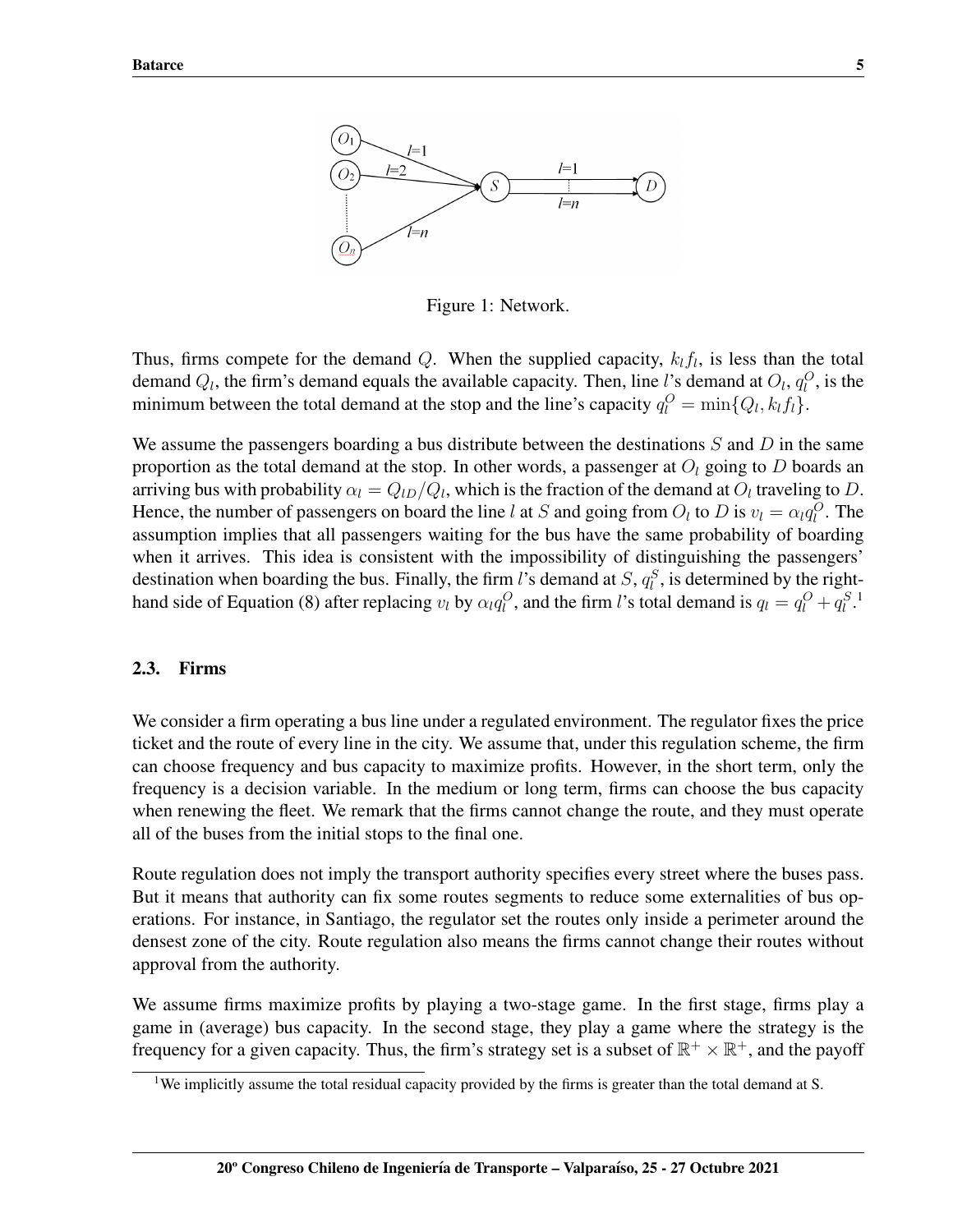Figure 1: Network.

Thus, firms compete for the demand $Q$. When the supplied capacity, $k_l f_l$, is less than the total demand $Q_l$, the firm's demand equals the available capacity. Then, line $l$'s demand at $O_l$, $q_l^O$, is the minimum between the total demand at the stop and the line's capacity $q_l^O = \min\{Q_l, k_l f_l\}$.

We assume the passengers boarding a bus distribute between the destinations $S$ and $D$ in the same proportion as the total demand at the stop. In other words, a passenger at $O_l$ going to $D$ boards an arriving bus with probability $\alpha_l = Q_{lD}/Q_l$, which is the fraction of the demand at $O_l$ traveling to $D$. Hence, the number of passengers on board the line $l$ at $S$ and going from $O_l$ to $D$ is $v_l = \alpha_l q_l^O$. The assumption implies that all passengers waiting for the bus have the same probability of boarding when it arrives. This idea is consistent with the impossibility of distinguishing the passengers' destination when boarding the bus. Finally, the firm $l$'s demand at $S$, $q_l^S$, is determined by the right-hand side of Equation (8) after replacing $v_l$ by $\alpha_l q_l^O$, and the firm $l$'s total demand is $q_l = q_l^O + q_l^S$.[1]

### 2.3. Firms

We consider a firm operating a bus line under a regulated environment. The regulator fixes the price ticket and the route of every line in the city. We assume that, under this regulation scheme, the firm can choose frequency and bus capacity to maximize profits. However, in the short term, only the frequency is a decision variable. In the medium or long term, firms can choose the bus capacity when renewing the fleet. We remark that the firms cannot change the route, and they must operate all of the buses from the initial stops to the final one.

Route regulation does not imply the transport authority specifies every street where the buses pass. But it means that authority can fix some routes segments to reduce some externalities of bus operations. For instance, in Santiago, the regulator set the routes only inside a perimeter around the densest zone of the city. Route regulation also means the firms cannot change their routes without approval from the authority.

We assume firms maximize profits by playing a two-stage game. In the first stage, firms play a game in (average) bus capacity. In the second stage, they play a game where the strategy is the frequency for a given capacity. Thus, the firm's strategy set is a subset of $\mathbb{R}^+ \times \mathbb{R}^+$, and the payoff

[1] We implicitly assume the total residual capacity provided by the firms is greater than the total demand at S.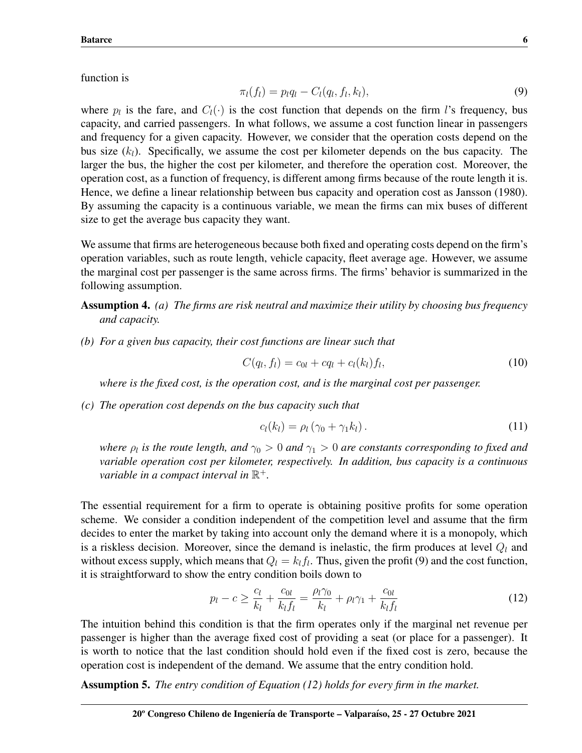function is

$$\pi_l(f_l) = p_l q_l - C_l(q_l, f_l, k_l), \tag{9}$$

where $p_l$ is the fare, and $C_l(\cdot)$ is the cost function that depends on the firm $l$'s frequency, bus capacity, and carried passengers. In what follows, we assume a cost function linear in passengers and frequency for a given capacity. However, we consider that the operation costs depend on the bus size ($k_l$). Specifically, we assume the cost per kilometer depends on the bus capacity. The larger the bus, the higher the cost per kilometer, and therefore the operation cost. Moreover, the operation cost, as a function of frequency, is different among firms because of the route length it is. Hence, we define a linear relationship between bus capacity and operation cost as Jansson (1980). By assuming the capacity is a continuous variable, we mean the firms can mix buses of different size to get the average bus capacity they want.

We assume that firms are heterogeneous because both fixed and operating costs depend on the firm's operation variables, such as route length, vehicle capacity, fleet average age. However, we assume the marginal cost per passenger is the same across firms. The firms' behavior is summarized in the following assumption.

**Assumption 4.** *(a) The firms are risk neutral and maximize their utility by choosing bus frequency and capacity.*

*(b) For a given bus capacity, their cost functions are linear such that*

$$C(q_l, f_l) = c_{0l} + c q_l + c_l(k_l) f_l, \tag{10}$$

*where is the fixed cost, is the operation cost, and is the marginal cost per passenger.*

*(c) The operation cost depends on the bus capacity such that*

$$c_l(k_l) = \rho_l (\gamma_0 + \gamma_1 k_l). \tag{11}$$

*where $\rho_l$ is the route length, and $\gamma_0 > 0$ and $\gamma_1 > 0$ are constants corresponding to fixed and variable operation cost per kilometer, respectively. In addition, bus capacity is a continuous variable in a compact interval in $\mathbb{R}^+$.*

The essential requirement for a firm to operate is obtaining positive profits for some operation scheme. We consider a condition independent of the competition level and assume that the firm decides to enter the market by taking into account only the demand where it is a monopoly, which is a riskless decision. Moreover, since the demand is inelastic, the firm produces at level $Q_l$ and without excess supply, which means that $Q_l = k_l f_l$. Thus, given the profit (9) and the cost function, it is straightforward to show the entry condition boils down to

$$p_l - c \geq \frac{c_l}{k_l} + \frac{c_{0l}}{k_l f_l} = \frac{\rho_l \gamma_0}{k_l} + \rho_l \gamma_1 + \frac{c_{0l}}{k_l f_l} \tag{12}$$

The intuition behind this condition is that the firm operates only if the marginal net revenue per passenger is higher than the average fixed cost of providing a seat (or place for a passenger). It is worth to notice that the last condition should hold even if the fixed cost is zero, because the operation cost is independent of the demand. We assume that the entry condition hold.

**Assumption 5.** *The entry condition of Equation (12) holds for every firm in the market.*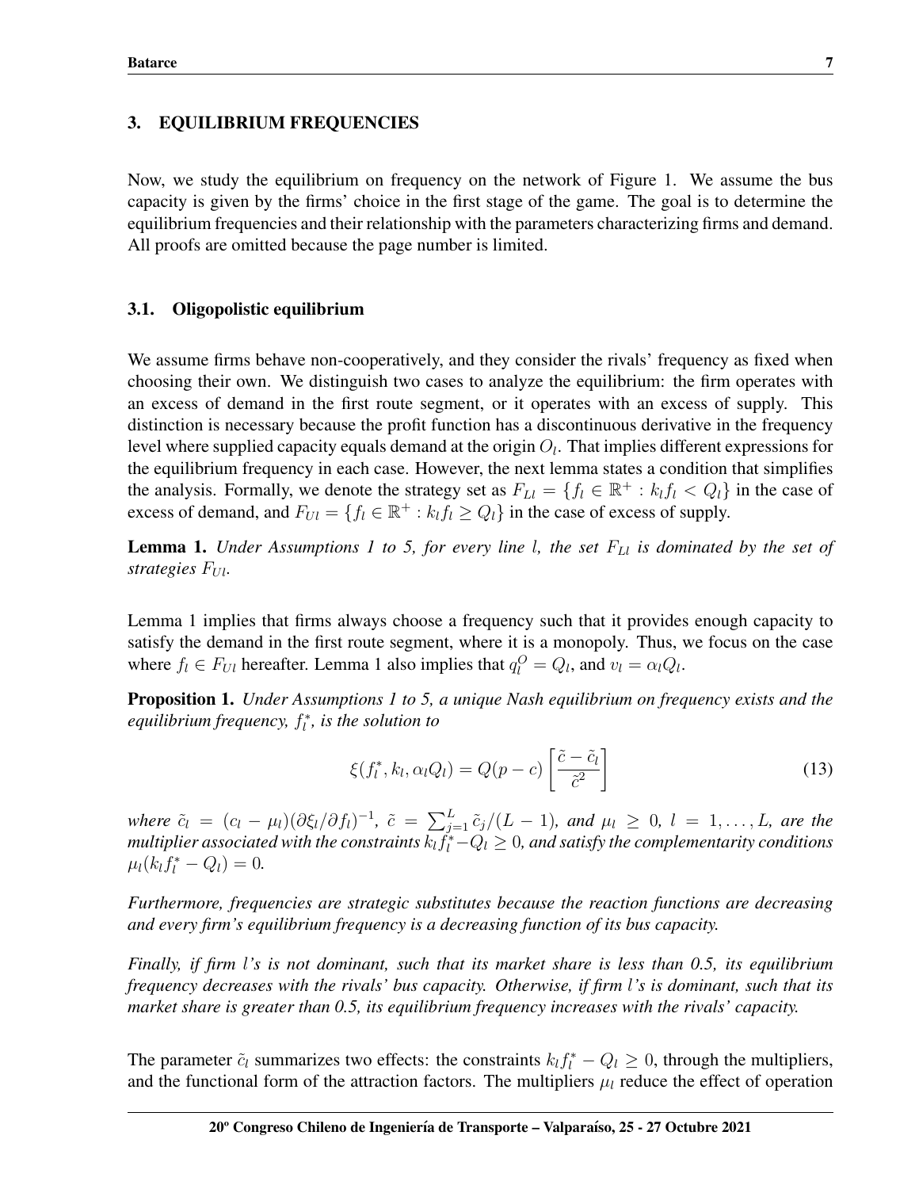## 3. EQUILIBRIUM FREQUENCIES

Now, we study the equilibrium on frequency on the network of Figure 1. We assume the bus capacity is given by the firms' choice in the first stage of the game. The goal is to determine the equilibrium frequencies and their relationship with the parameters characterizing firms and demand. All proofs are omitted because the page number is limited.

### 3.1. Oligopolistic equilibrium

We assume firms behave non-cooperatively, and they consider the rivals' frequency as fixed when choosing their own. We distinguish two cases to analyze the equilibrium: the firm operates with an excess of demand in the first route segment, or it operates with an excess of supply. This distinction is necessary because the profit function has a discontinuous derivative in the frequency level where supplied capacity equals demand at the origin $O_l$. That implies different expressions for the equilibrium frequency in each case. However, the next lemma states a condition that simplifies the analysis. Formally, we denote the strategy set as $F_{Ll} = \{f_l \in \mathbb{R}^+ : k_l f_l < Q_l\}$ in the case of excess of demand, and $F_{Ul} = \{f_l \in \mathbb{R}^+ : k_l f_l \geq Q_l\}$ in the case of excess of supply.

**Lemma 1.** *Under Assumptions 1 to 5, for every line $l$, the set $F_{Ll}$ is dominated by the set of strategies $F_{Ul}$.*

Lemma 1 implies that firms always choose a frequency such that it provides enough capacity to satisfy the demand in the first route segment, where it is a monopoly. Thus, we focus on the case where $f_l \in F_{Ul}$ hereafter. Lemma 1 also implies that $q_l^O = Q_l$, and $v_l = \alpha_l Q_l$.

**Proposition 1.** *Under Assumptions 1 to 5, a unique Nash equilibrium on frequency exists and the equilibrium frequency, $f_l^*$, is the solution to*

$$\xi(f_l^*, k_l, \alpha_l Q_l) = Q(p - c)\left[\frac{\tilde{c} - \tilde{c}_l}{\tilde{c}^2}\right] \tag{13}$$

*where $\tilde{c}_l = (c_l - \mu_l)(\partial \xi_l / \partial f_l)^{-1}$, $\tilde{c} = \sum_{j=1}^{L} \tilde{c}_j/(L-1)$, and $\mu_l \geq 0$, $l = 1, \ldots, L$, are the multiplier associated with the constraints $k_l f_l^* - Q_l \geq 0$, and satisfy the complementarity conditions $\mu_l(k_l f_l^* - Q_l) = 0$.*

*Furthermore, frequencies are strategic substitutes because the reaction functions are decreasing and every firm's equilibrium frequency is a decreasing function of its bus capacity.*

*Finally, if firm $l$'s is not dominant, such that its market share is less than 0.5, its equilibrium frequency decreases with the rivals' bus capacity. Otherwise, if firm $l$'s is dominant, such that its market share is greater than 0.5, its equilibrium frequency increases with the rivals' capacity.*

The parameter $\tilde{c}_l$ summarizes two effects: the constraints $k_l f_l^* - Q_l \geq 0$, through the multipliers, and the functional form of the attraction factors. The multipliers $\mu_l$ reduce the effect of operation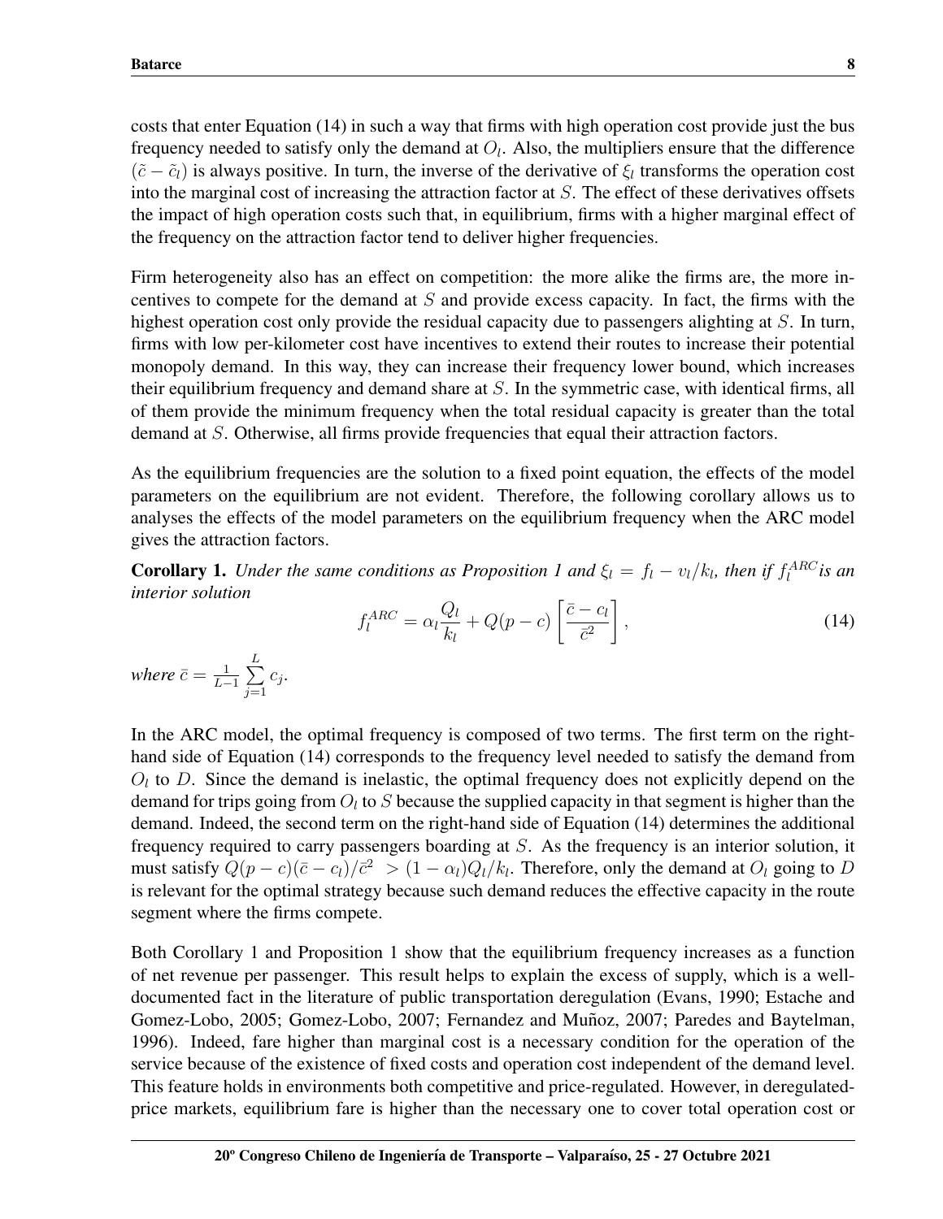costs that enter Equation (14) in such a way that firms with high operation cost provide just the bus frequency needed to satisfy only the demand at $O_l$. Also, the multipliers ensure that the difference $(\tilde{c} - \tilde{c}_l)$ is always positive. In turn, the inverse of the derivative of $\xi_l$ transforms the operation cost into the marginal cost of increasing the attraction factor at $S$. The effect of these derivatives offsets the impact of high operation costs such that, in equilibrium, firms with a higher marginal effect of the frequency on the attraction factor tend to deliver higher frequencies.

Firm heterogeneity also has an effect on competition: the more alike the firms are, the more incentives to compete for the demand at $S$ and provide excess capacity. In fact, the firms with the highest operation cost only provide the residual capacity due to passengers alighting at $S$. In turn, firms with low per-kilometer cost have incentives to extend their routes to increase their potential monopoly demand. In this way, they can increase their frequency lower bound, which increases their equilibrium frequency and demand share at $S$. In the symmetric case, with identical firms, all of them provide the minimum frequency when the total residual capacity is greater than the total demand at $S$. Otherwise, all firms provide frequencies that equal their attraction factors.

As the equilibrium frequencies are the solution to a fixed point equation, the effects of the model parameters on the equilibrium are not evident. Therefore, the following corollary allows us to analyses the effects of the model parameters on the equilibrium frequency when the ARC model gives the attraction factors.

**Corollary 1.** *Under the same conditions as Proposition 1 and $\xi_l = f_l - v_l/k_l$, then if $f_l^{ARC}$ is an interior solution*

$$f_l^{ARC} = \alpha_l \frac{Q_l}{k_l} + Q(p - c)\left[\frac{\bar{c} - c_l}{\bar{c}^2}\right], \tag{14}$$

*where* $\bar{c} = \frac{1}{L-1}\sum_{j=1}^{L} c_j$.

In the ARC model, the optimal frequency is composed of two terms. The first term on the right-hand side of Equation (14) corresponds to the frequency level needed to satisfy the demand from $O_l$ to $D$. Since the demand is inelastic, the optimal frequency does not explicitly depend on the demand for trips going from $O_l$ to $S$ because the supplied capacity in that segment is higher than the demand. Indeed, the second term on the right-hand side of Equation (14) determines the additional frequency required to carry passengers boarding at $S$. As the frequency is an interior solution, it must satisfy $Q(p - c)(\bar{c} - c_l)/\bar{c}^2 > (1 - \alpha_l)Q_l/k_l$. Therefore, only the demand at $O_l$ going to $D$ is relevant for the optimal strategy because such demand reduces the effective capacity in the route segment where the firms compete.

Both Corollary 1 and Proposition 1 show that the equilibrium frequency increases as a function of net revenue per passenger. This result helps to explain the excess of supply, which is a well-documented fact in the literature of public transportation deregulation (Evans, 1990; Estache and Gomez-Lobo, 2005; Gomez-Lobo, 2007; Fernandez and Muñoz, 2007; Paredes and Baytelman, 1996). Indeed, fare higher than marginal cost is a necessary condition for the operation of the service because of the existence of fixed costs and operation cost independent of the demand level. This feature holds in environments both competitive and price-regulated. However, in deregulated-price markets, equilibrium fare is higher than the necessary one to cover total operation cost or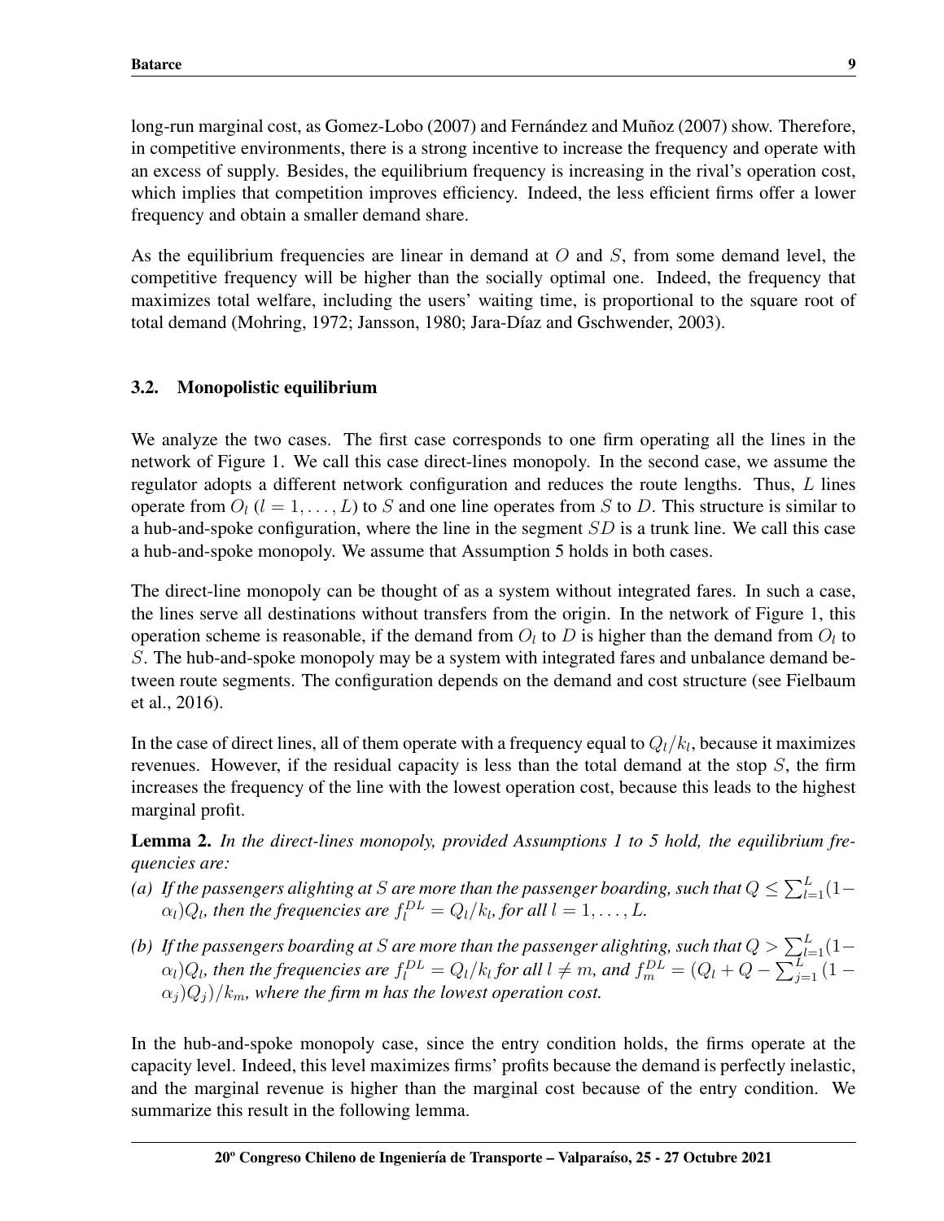long-run marginal cost, as Gomez-Lobo (2007) and Fernández and Muñoz (2007) show. Therefore, in competitive environments, there is a strong incentive to increase the frequency and operate with an excess of supply. Besides, the equilibrium frequency is increasing in the rival's operation cost, which implies that competition improves efficiency. Indeed, the less efficient firms offer a lower frequency and obtain a smaller demand share.

As the equilibrium frequencies are linear in demand at $O$ and $S$, from some demand level, the competitive frequency will be higher than the socially optimal one. Indeed, the frequency that maximizes total welfare, including the users' waiting time, is proportional to the square root of total demand (Mohring, 1972; Jansson, 1980; Jara-Díaz and Gschwender, 2003).

### 3.2. Monopolistic equilibrium

We analyze the two cases. The first case corresponds to one firm operating all the lines in the network of Figure 1. We call this case direct-lines monopoly. In the second case, we assume the regulator adopts a different network configuration and reduces the route lengths. Thus, $L$ lines operate from $O_l$ ($l = 1, \ldots, L$) to $S$ and one line operates from $S$ to $D$. This structure is similar to a hub-and-spoke configuration, where the line in the segment $SD$ is a trunk line. We call this case a hub-and-spoke monopoly. We assume that Assumption 5 holds in both cases.

The direct-line monopoly can be thought of as a system without integrated fares. In such a case, the lines serve all destinations without transfers from the origin. In the network of Figure 1, this operation scheme is reasonable, if the demand from $O_l$ to $D$ is higher than the demand from $O_l$ to $S$. The hub-and-spoke monopoly may be a system with integrated fares and unbalance demand between route segments. The configuration depends on the demand and cost structure (see Fielbaum et al., 2016).

In the case of direct lines, all of them operate with a frequency equal to $Q_l/k_l$, because it maximizes revenues. However, if the residual capacity is less than the total demand at the stop $S$, the firm increases the frequency of the line with the lowest operation cost, because this leads to the highest marginal profit.

**Lemma 2.** *In the direct-lines monopoly, provided Assumptions 1 to 5 hold, the equilibrium frequencies are:*

*(a) If the passengers alighting at $S$ are more than the passenger boarding, such that $Q \leq \sum_{l=1}^{L}(1-\alpha_l)Q_l$, then the frequencies are $f_l^{DL} = Q_l/k_l$, for all $l = 1, \ldots, L$.*

*(b) If the passengers boarding at $S$ are more than the passenger alighting, such that $Q > \sum_{l=1}^{L}(1-\alpha_l)Q_l$, then the frequencies are $f_l^{DL} = Q_l/k_l$ for all $l \neq m$, and $f_m^{DL} = (Q_l + Q - \sum_{j=1}^{L}(1-\alpha_j)Q_j)/k_m$, where the firm m has the lowest operation cost.*

In the hub-and-spoke monopoly case, since the entry condition holds, the firms operate at the capacity level. Indeed, this level maximizes firms' profits because the demand is perfectly inelastic, and the marginal revenue is higher than the marginal cost because of the entry condition. We summarize this result in the following lemma.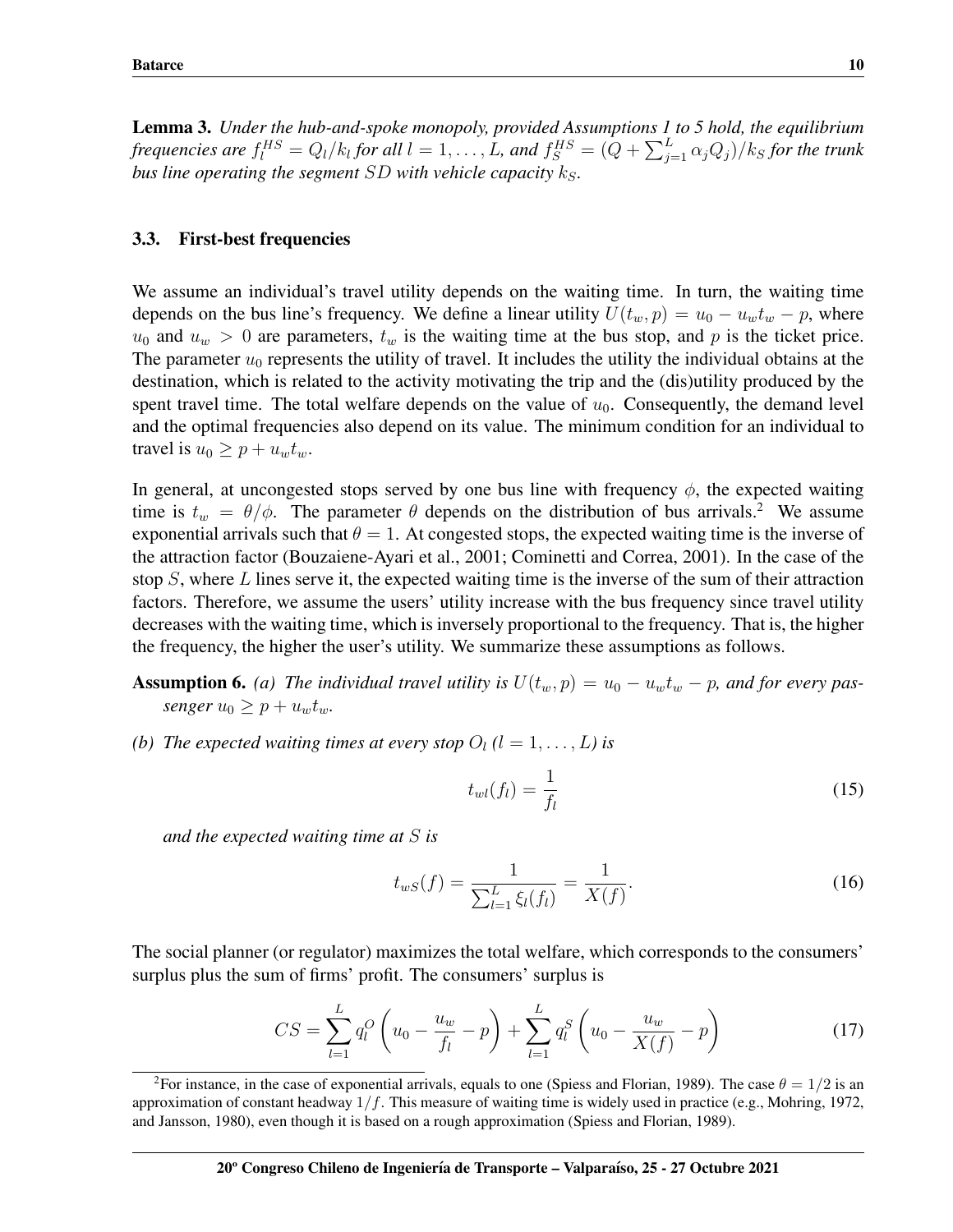**Lemma 3.** *Under the hub-and-spoke monopoly, provided Assumptions 1 to 5 hold, the equilibrium frequencies are $f_l^{HS} = Q_l/k_l$ for all $l = 1, \ldots, L$, and $f_S^{HS} = (Q + \sum_{j=1}^{L} \alpha_j Q_j)/k_S$ for the trunk bus line operating the segment $SD$ with vehicle capacity $k_S$.*

### 3.3. First-best frequencies

We assume an individual's travel utility depends on the waiting time. In turn, the waiting time depends on the bus line's frequency. We define a linear utility $U(t_w, p) = u_0 - u_w t_w - p$, where $u_0$ and $u_w > 0$ are parameters, $t_w$ is the waiting time at the bus stop, and $p$ is the ticket price. The parameter $u_0$ represents the utility of travel. It includes the utility the individual obtains at the destination, which is related to the activity motivating the trip and the (dis)utility produced by the spent travel time. The total welfare depends on the value of $u_0$. Consequently, the demand level and the optimal frequencies also depend on its value. The minimum condition for an individual to travel is $u_0 \geq p + u_w t_w$.

In general, at uncongested stops served by one bus line with frequency $\phi$, the expected waiting time is $t_w = \theta/\phi$. The parameter $\theta$ depends on the distribution of bus arrivals.[2] We assume exponential arrivals such that $\theta = 1$. At congested stops, the expected waiting time is the inverse of the attraction factor (Bouzaiene-Ayari et al., 2001; Cominetti and Correa, 2001). In the case of the stop $S$, where $L$ lines serve it, the expected waiting time is the inverse of the sum of their attraction factors. Therefore, we assume the users' utility increase with the bus frequency since travel utility decreases with the waiting time, which is inversely proportional to the frequency. That is, the higher the frequency, the higher the user's utility. We summarize these assumptions as follows.

**Assumption 6.** *(a) The individual travel utility is $U(t_w, p) = u_0 - u_w t_w - p$, and for every passenger $u_0 \geq p + u_w t_w$.*

*(b) The expected waiting times at every stop $O_l$ ($l = 1, \ldots, L$) is*

$$t_{wl}(f_l) = \frac{1}{f_l} \tag{15}$$

*and the expected waiting time at $S$ is*

$$t_{wS}(f) = \frac{1}{\sum_{l=1}^{L} \xi_l(f_l)} = \frac{1}{X(f)}. \tag{16}$$

The social planner (or regulator) maximizes the total welfare, which corresponds to the consumers' surplus plus the sum of firms' profit. The consumers' surplus is

$$CS = \sum_{l=1}^{L} q_l^O \left( u_0 - \frac{u_w}{f_l} - p \right) + \sum_{l=1}^{L} q_l^S \left( u_0 - \frac{u_w}{X(f)} - p \right) \tag{17}$$

---

[2] For instance, in the case of exponential arrivals, equals to one (Spiess and Florian, 1989). The case $\theta = 1/2$ is an approximation of constant headway $1/f$. This measure of waiting time is widely used in practice (e.g., Mohring, 1972, and Jansson, 1980), even though it is based on a rough approximation (Spiess and Florian, 1989).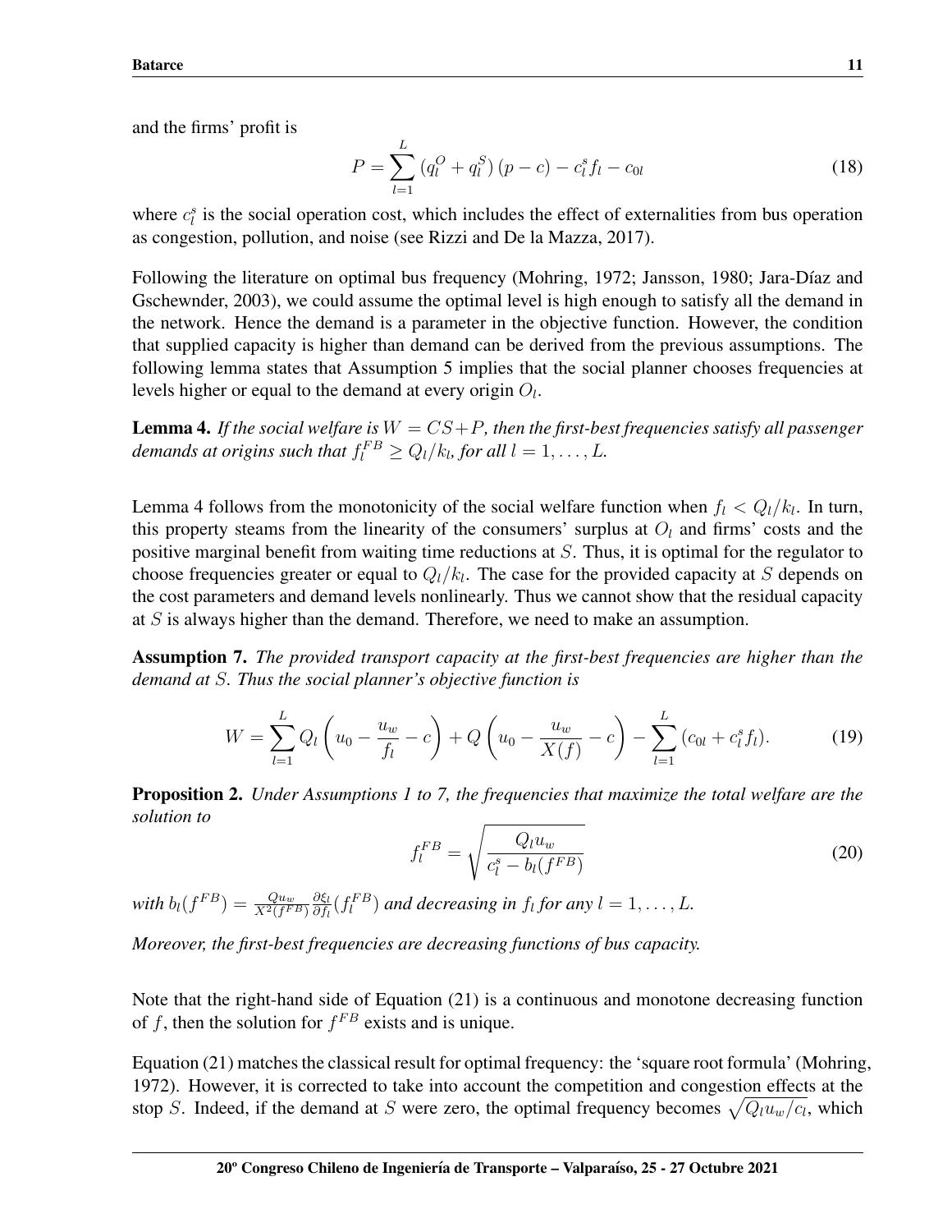and the firms' profit is

$$P = \sum_{l=1}^{L} \left(q_l^O + q_l^S\right)(p - c) - c_l^s f_l - c_{0l} \tag{18}$$

where $c_l^s$ is the social operation cost, which includes the effect of externalities from bus operation as congestion, pollution, and noise (see Rizzi and De la Mazza, 2017).

Following the literature on optimal bus frequency (Mohring, 1972; Jansson, 1980; Jara-Díaz and Gschewnder, 2003), we could assume the optimal level is high enough to satisfy all the demand in the network. Hence the demand is a parameter in the objective function. However, the condition that supplied capacity is higher than demand can be derived from the previous assumptions. The following lemma states that Assumption 5 implies that the social planner chooses frequencies at levels higher or equal to the demand at every origin $O_l$.

**Lemma 4.** *If the social welfare is $W = CS + P$, then the first-best frequencies satisfy all passenger demands at origins such that $f_l^{FB} \geq Q_l/k_l$, for all $l = 1, \ldots, L$.*

Lemma 4 follows from the monotonicity of the social welfare function when $f_l < Q_l/k_l$. In turn, this property steams from the linearity of the consumers' surplus at $O_l$ and firms' costs and the positive marginal benefit from waiting time reductions at $S$. Thus, it is optimal for the regulator to choose frequencies greater or equal to $Q_l/k_l$. The case for the provided capacity at $S$ depends on the cost parameters and demand levels nonlinearly. Thus we cannot show that the residual capacity at $S$ is always higher than the demand. Therefore, we need to make an assumption.

**Assumption 7.** *The provided transport capacity at the first-best frequencies are higher than the demand at $S$. Thus the social planner's objective function is*

$$W = \sum_{l=1}^{L} Q_l \left(u_0 - \frac{u_w}{f_l} - c\right) + Q\left(u_0 - \frac{u_w}{X(f)} - c\right) - \sum_{l=1}^{L} (c_{0l} + c_l^s f_l). \tag{19}$$

**Proposition 2.** *Under Assumptions 1 to 7, the frequencies that maximize the total welfare are the solution to*

$$f_l^{FB} = \sqrt{\frac{Q_l u_w}{c_l^s - b_l(f^{FB})}} \tag{20}$$

*with $b_l(f^{FB}) = \frac{Q u_w}{X^2(f^{FB})} \frac{\partial \xi_l}{\partial f_l}(f_l^{FB})$ and decreasing in $f_l$ for any $l = 1, \ldots, L$.*

*Moreover, the first-best frequencies are decreasing functions of bus capacity.*

Note that the right-hand side of Equation (21) is a continuous and monotone decreasing function of $f$, then the solution for $f^{FB}$ exists and is unique.

Equation (21) matches the classical result for optimal frequency: the 'square root formula' (Mohring, 1972). However, it is corrected to take into account the competition and congestion effects at the stop $S$. Indeed, if the demand at $S$ were zero, the optimal frequency becomes $\sqrt{Q_l u_w / c_l}$, which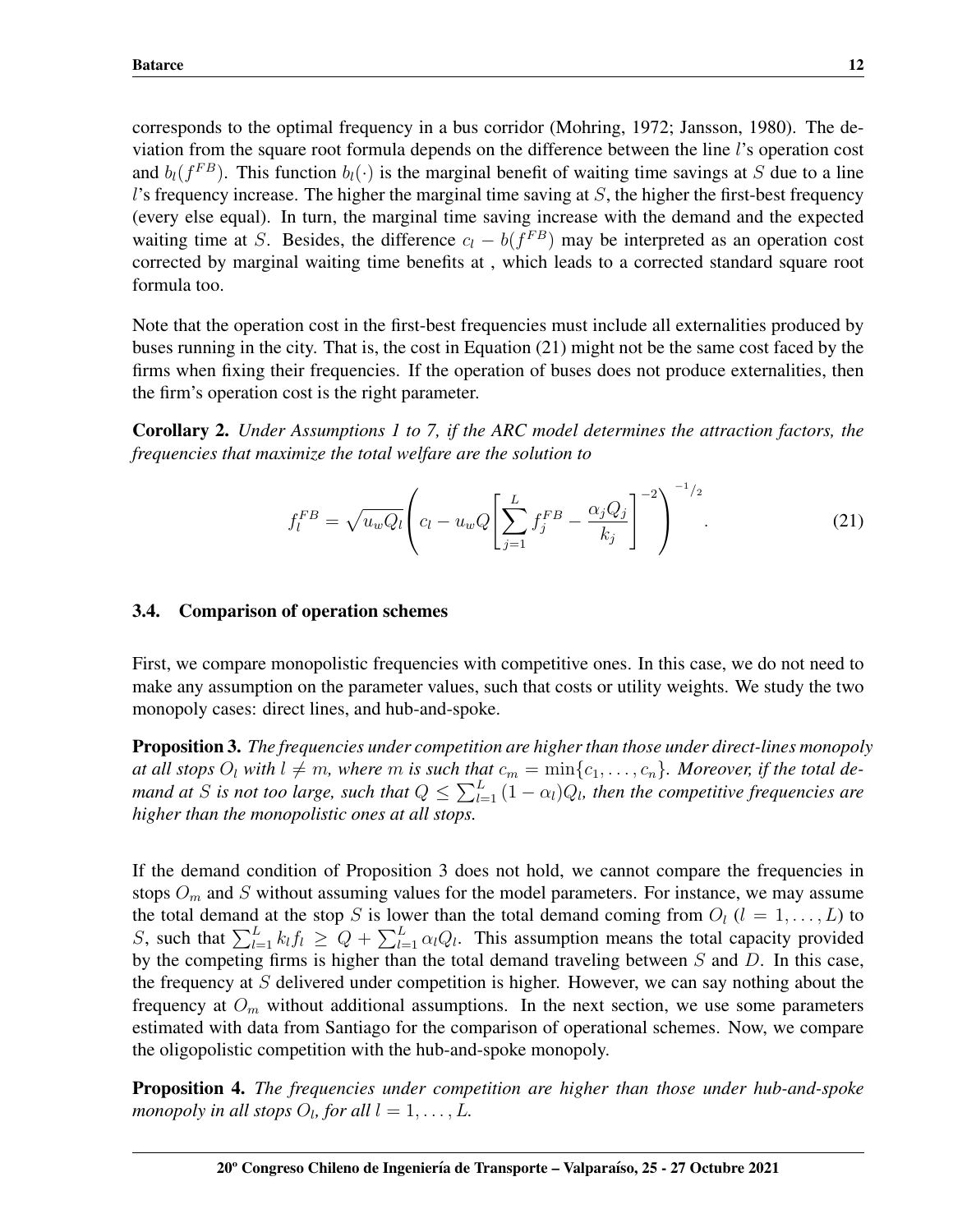corresponds to the optimal frequency in a bus corridor (Mohring, 1972; Jansson, 1980). The deviation from the square root formula depends on the difference between the line $l$'s operation cost and $b_l(f^{FB})$. This function $b_l(\cdot)$ is the marginal benefit of waiting time savings at $S$ due to a line $l$'s frequency increase. The higher the marginal time saving at $S$, the higher the first-best frequency (every else equal). In turn, the marginal time saving increase with the demand and the expected waiting time at $S$. Besides, the difference $c_l - b(f^{FB})$ may be interpreted as an operation cost corrected by marginal waiting time benefits at , which leads to a corrected standard square root formula too.

Note that the operation cost in the first-best frequencies must include all externalities produced by buses running in the city. That is, the cost in Equation (21) might not be the same cost faced by the firms when fixing their frequencies. If the operation of buses does not produce externalities, then the firm's operation cost is the right parameter.

**Corollary 2.** *Under Assumptions 1 to 7, if the ARC model determines the attraction factors, the frequencies that maximize the total welfare are the solution to*

$$f_l^{FB} = \sqrt{u_w Q_l} \left( c_l - u_w Q \left[ \sum_{j=1}^{L} f_j^{FB} - \frac{\alpha_j Q_j}{k_j} \right]^{-2} \right)^{-1/2}. \tag{21}$$

### 3.4. Comparison of operation schemes

First, we compare monopolistic frequencies with competitive ones. In this case, we do not need to make any assumption on the parameter values, such that costs or utility weights. We study the two monopoly cases: direct lines, and hub-and-spoke.

**Proposition 3.** *The frequencies under competition are higher than those under direct-lines monopoly at all stops $O_l$ with $l \neq m$, where $m$ is such that $c_m = \min\{c_1, \ldots, c_n\}$. Moreover, if the total demand at $S$ is not too large, such that $Q \leq \sum_{l=1}^{L} (1 - \alpha_l) Q_l$, then the competitive frequencies are higher than the monopolistic ones at all stops.*

If the demand condition of Proposition 3 does not hold, we cannot compare the frequencies in stops $O_m$ and $S$ without assuming values for the model parameters. For instance, we may assume the total demand at the stop $S$ is lower than the total demand coming from $O_l$ ($l = 1, \ldots, L$) to $S$, such that $\sum_{l=1}^{L} k_l f_l \geq Q + \sum_{l=1}^{L} \alpha_l Q_l$. This assumption means the total capacity provided by the competing firms is higher than the total demand traveling between $S$ and $D$. In this case, the frequency at $S$ delivered under competition is higher. However, we can say nothing about the frequency at $O_m$ without additional assumptions. In the next section, we use some parameters estimated with data from Santiago for the comparison of operational schemes. Now, we compare the oligopolistic competition with the hub-and-spoke monopoly.

**Proposition 4.** *The frequencies under competition are higher than those under hub-and-spoke monopoly in all stops $O_l$, for all $l = 1, \ldots, L$.*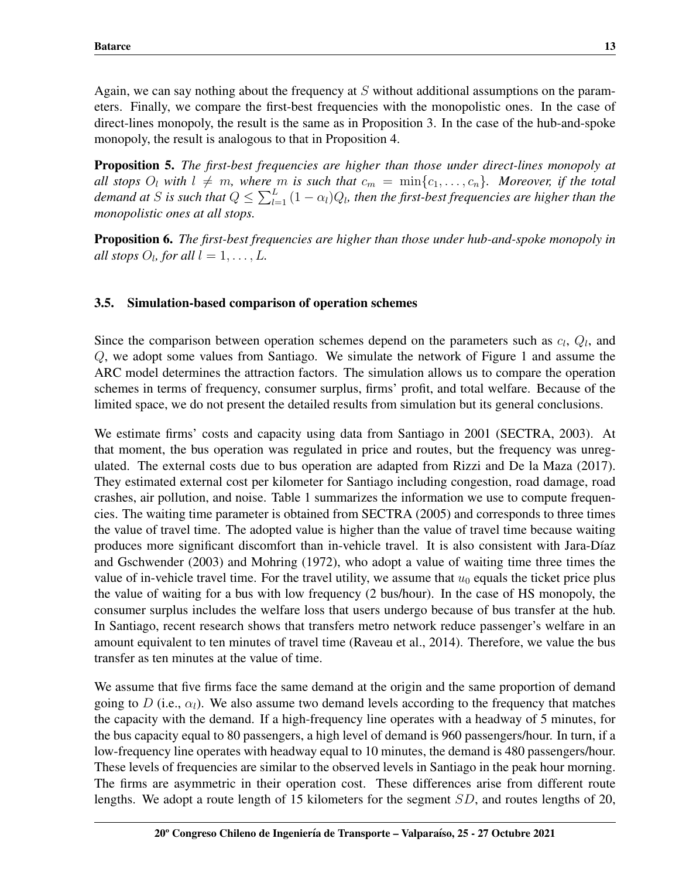Again, we can say nothing about the frequency at $S$ without additional assumptions on the parameters. Finally, we compare the first-best frequencies with the monopolistic ones. In the case of direct-lines monopoly, the result is the same as in Proposition 3. In the case of the hub-and-spoke monopoly, the result is analogous to that in Proposition 4.

**Proposition 5.** *The first-best frequencies are higher than those under direct-lines monopoly at all stops $O_l$ with $l \neq m$, where $m$ is such that $c_m = \min\{c_1, \ldots, c_n\}$. Moreover, if the total demand at $S$ is such that $Q \leq \sum_{l=1}^{L}(1-\alpha_l)Q_l$, then the first-best frequencies are higher than the monopolistic ones at all stops.*

**Proposition 6.** *The first-best frequencies are higher than those under hub-and-spoke monopoly in all stops $O_l$, for all $l = 1, \ldots, L$.*

### 3.5. Simulation-based comparison of operation schemes

Since the comparison between operation schemes depend on the parameters such as $c_l$, $Q_l$, and $Q$, we adopt some values from Santiago. We simulate the network of Figure 1 and assume the ARC model determines the attraction factors. The simulation allows us to compare the operation schemes in terms of frequency, consumer surplus, firms' profit, and total welfare. Because of the limited space, we do not present the detailed results from simulation but its general conclusions.

We estimate firms' costs and capacity using data from Santiago in 2001 (SECTRA, 2003). At that moment, the bus operation was regulated in price and routes, but the frequency was unregulated. The external costs due to bus operation are adapted from Rizzi and De la Maza (2017). They estimated external cost per kilometer for Santiago including congestion, road damage, road crashes, air pollution, and noise. Table 1 summarizes the information we use to compute frequencies. The waiting time parameter is obtained from SECTRA (2005) and corresponds to three times the value of travel time. The adopted value is higher than the value of travel time because waiting produces more significant discomfort than in-vehicle travel. It is also consistent with Jara-Díaz and Gschwender (2003) and Mohring (1972), who adopt a value of waiting time three times the value of in-vehicle travel time. For the travel utility, we assume that $u_0$ equals the ticket price plus the value of waiting for a bus with low frequency (2 bus/hour). In the case of HS monopoly, the consumer surplus includes the welfare loss that users undergo because of bus transfer at the hub. In Santiago, recent research shows that transfers metro network reduce passenger's welfare in an amount equivalent to ten minutes of travel time (Raveau et al., 2014). Therefore, we value the bus transfer as ten minutes at the value of time.

We assume that five firms face the same demand at the origin and the same proportion of demand going to $D$ (i.e., $\alpha_l$). We also assume two demand levels according to the frequency that matches the capacity with the demand. If a high-frequency line operates with a headway of 5 minutes, for the bus capacity equal to 80 passengers, a high level of demand is 960 passengers/hour. In turn, if a low-frequency line operates with headway equal to 10 minutes, the demand is 480 passengers/hour. These levels of frequencies are similar to the observed levels in Santiago in the peak hour morning. The firms are asymmetric in their operation cost. These differences arise from different route lengths. We adopt a route length of 15 kilometers for the segment $SD$, and routes lengths of 20,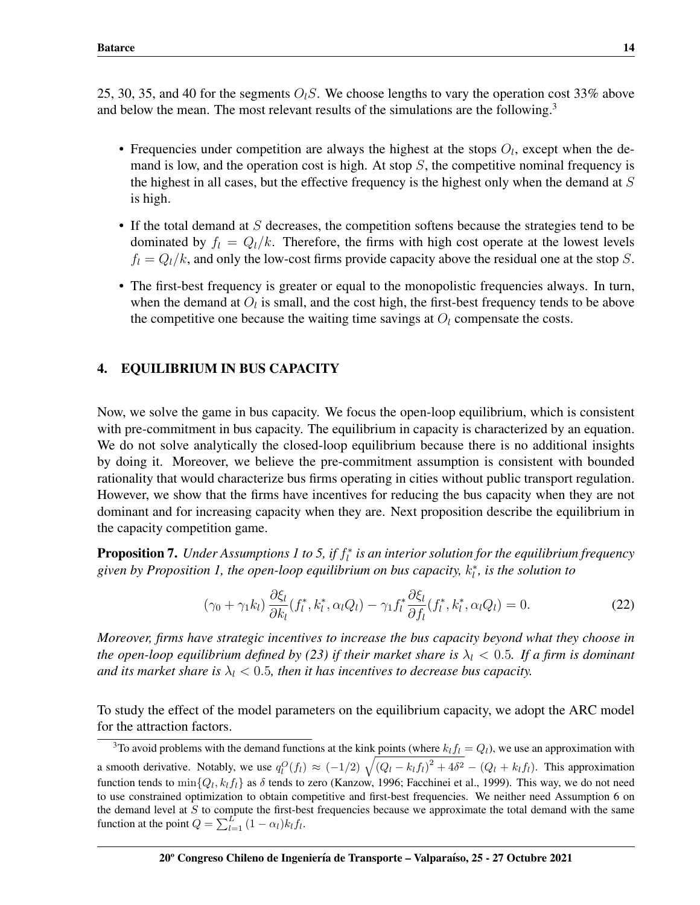25, 30, 35, and 40 for the segments $O_lS$. We choose lengths to vary the operation cost 33% above and below the mean. The most relevant results of the simulations are the following.[3]

- Frequencies under competition are always the highest at the stops $O_l$, except when the demand is low, and the operation cost is high. At stop $S$, the competitive nominal frequency is the highest in all cases, but the effective frequency is the highest only when the demand at $S$ is high.
- If the total demand at $S$ decreases, the competition softens because the strategies tend to be dominated by $f_l = Q_l/k$. Therefore, the firms with high cost operate at the lowest levels $f_l = Q_l/k$, and only the low-cost firms provide capacity above the residual one at the stop $S$.
- The first-best frequency is greater or equal to the monopolistic frequencies always. In turn, when the demand at $O_l$ is small, and the cost high, the first-best frequency tends to be above the competitive one because the waiting time savings at $O_l$ compensate the costs.

## 4. EQUILIBRIUM IN BUS CAPACITY

Now, we solve the game in bus capacity. We focus the open-loop equilibrium, which is consistent with pre-commitment in bus capacity. The equilibrium in capacity is characterized by an equation. We do not solve analytically the closed-loop equilibrium because there is no additional insights by doing it. Moreover, we believe the pre-commitment assumption is consistent with bounded rationality that would characterize bus firms operating in cities without public transport regulation. However, we show that the firms have incentives for reducing the bus capacity when they are not dominant and for increasing capacity when they are. Next proposition describe the equilibrium in the capacity competition game.

**Proposition 7.** *Under Assumptions 1 to 5, if $f_l^*$ is an interior solution for the equilibrium frequency given by Proposition 1, the open-loop equilibrium on bus capacity, $k_l^*$, is the solution to*

$$(\gamma_0 + \gamma_1 k_l) \frac{\partial \xi_l}{\partial k_l}(f_l^*, k_l^*, \alpha_l Q_l) - \gamma_1 f_l^* \frac{\partial \xi_l}{\partial f_l}(f_l^*, k_l^*, \alpha_l Q_l) = 0. \tag{22}$$

*Moreover, firms have strategic incentives to increase the bus capacity beyond what they choose in the open-loop equilibrium defined by (23) if their market share is $\lambda_l < 0.5$. If a firm is dominant and its market share is $\lambda_l < 0.5$, then it has incentives to decrease bus capacity.*

To study the effect of the model parameters on the equilibrium capacity, we adopt the ARC model for the attraction factors.

[3] To avoid problems with the demand functions at the kink points (where $k_l f_l = Q_l$), we use an approximation with a smooth derivative. Notably, we use $q_l^O(f_l) \approx (-1/2)\sqrt{(Q_l - k_l f_l)^2 + 4\delta^2} - (Q_l + k_l f_l)$. This approximation function tends to $\min\{Q_l, k_l f_l\}$ as $\delta$ tends to zero (Kanzow, 1996; Facchinei et al., 1999). This way, we do not need to use constrained optimization to obtain competitive and first-best frequencies. We neither need Assumption 6 on the demand level at $S$ to compute the first-best frequencies because we approximate the total demand with the same function at the point $Q = \sum_{l=1}^{L} (1 - \alpha_l) k_l f_l$.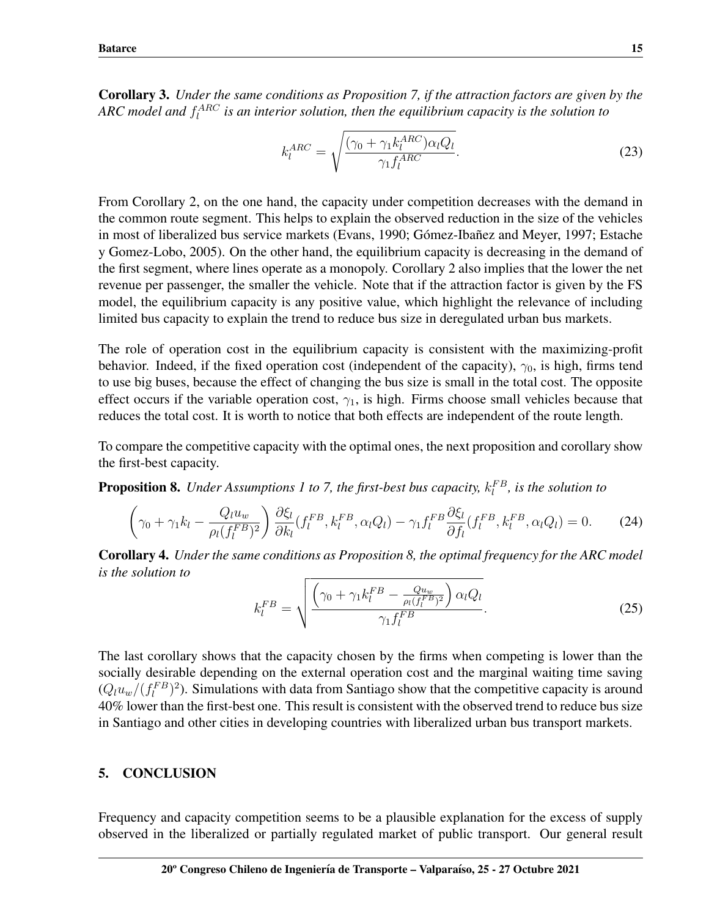**Corollary 3.** *Under the same conditions as Proposition 7, if the attraction factors are given by the ARC model and $f_l^{ARC}$ is an interior solution, then the equilibrium capacity is the solution to*

$$k_l^{ARC} = \sqrt{\frac{(\gamma_0 + \gamma_1 k_l^{ARC})\alpha_l Q_l}{\gamma_1 f_l^{ARC}}}. \tag{23}$$

From Corollary 2, on the one hand, the capacity under competition decreases with the demand in the common route segment. This helps to explain the observed reduction in the size of the vehicles in most of liberalized bus service markets (Evans, 1990; Gómez-Ibañez and Meyer, 1997; Estache y Gomez-Lobo, 2005). On the other hand, the equilibrium capacity is decreasing in the demand of the first segment, where lines operate as a monopoly. Corollary 2 also implies that the lower the net revenue per passenger, the smaller the vehicle. Note that if the attraction factor is given by the FS model, the equilibrium capacity is any positive value, which highlight the relevance of including limited bus capacity to explain the trend to reduce bus size in deregulated urban bus markets.

The role of operation cost in the equilibrium capacity is consistent with the maximizing-profit behavior. Indeed, if the fixed operation cost (independent of the capacity), $\gamma_0$, is high, firms tend to use big buses, because the effect of changing the bus size is small in the total cost. The opposite effect occurs if the variable operation cost, $\gamma_1$, is high. Firms choose small vehicles because that reduces the total cost. It is worth to notice that both effects are independent of the route length.

To compare the competitive capacity with the optimal ones, the next proposition and corollary show the first-best capacity.

**Proposition 8.** *Under Assumptions 1 to 7, the first-best bus capacity, $k_l^{FB}$, is the solution to*

$$\left(\gamma_0 + \gamma_1 k_l - \frac{Q_l u_w}{\rho_l (f_l^{FB})^2}\right) \frac{\partial \xi_l}{\partial k_l}(f_l^{FB}, k_l^{FB}, \alpha_l Q_l) - \gamma_1 f_l^{FB} \frac{\partial \xi_l}{\partial f_l}(f_l^{FB}, k_l^{FB}, \alpha_l Q_l) = 0. \tag{24}$$

**Corollary 4.** *Under the same conditions as Proposition 8, the optimal frequency for the ARC model is the solution to*

$$k_l^{FB} = \sqrt{\frac{\left(\gamma_0 + \gamma_1 k_l^{FB} - \frac{Q u_w}{\rho_l (f_l^{FB})^2}\right)\alpha_l Q_l}{\gamma_1 f_l^{FB}}}. \tag{25}$$

The last corollary shows that the capacity chosen by the firms when competing is lower than the socially desirable depending on the external operation cost and the marginal waiting time saving ($Q_l u_w / (f_l^{FB})^2$). Simulations with data from Santiago show that the competitive capacity is around 40% lower than the first-best one. This result is consistent with the observed trend to reduce bus size in Santiago and other cities in developing countries with liberalized urban bus transport markets.

## 5. CONCLUSION

Frequency and capacity competition seems to be a plausible explanation for the excess of supply observed in the liberalized or partially regulated market of public transport. Our general result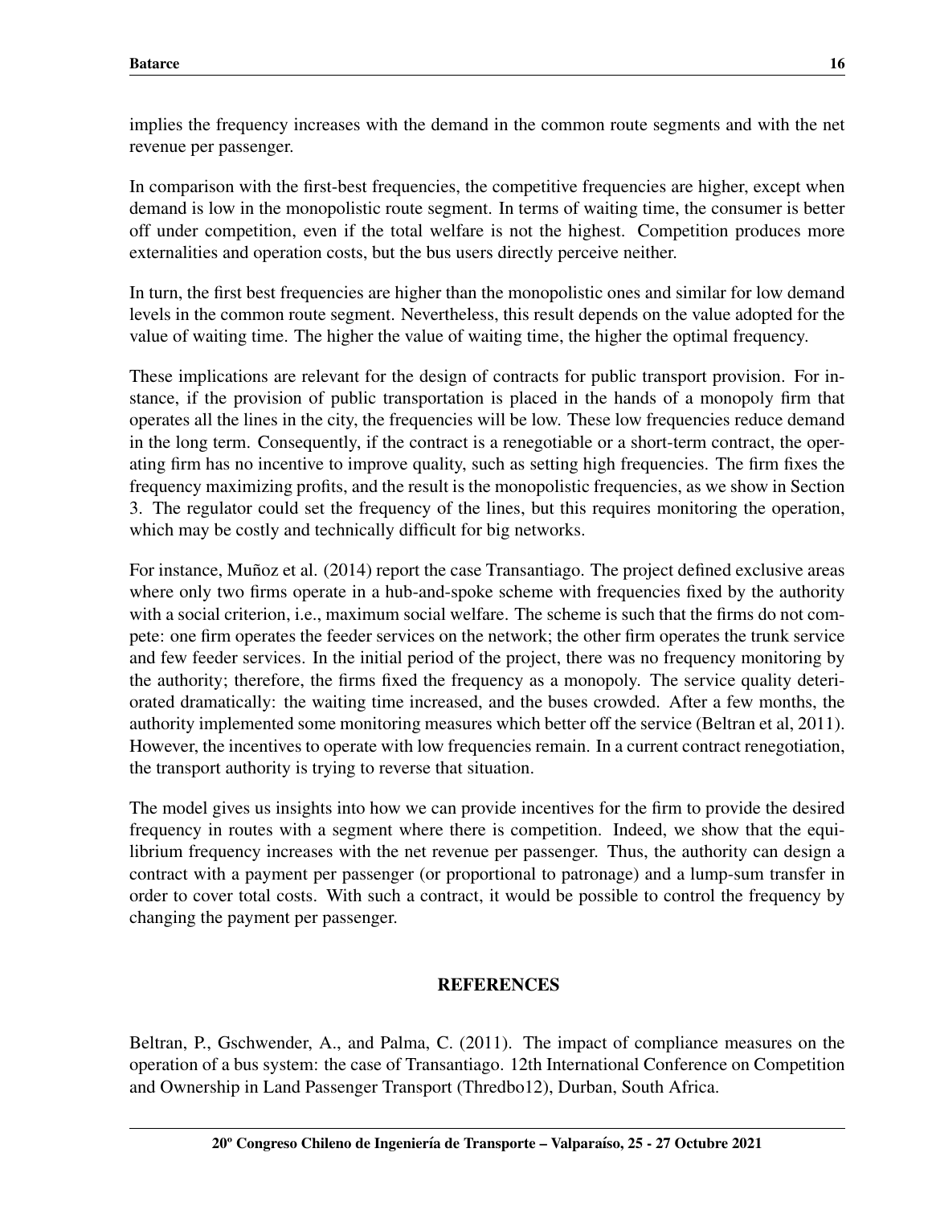implies the frequency increases with the demand in the common route segments and with the net revenue per passenger.

In comparison with the first-best frequencies, the competitive frequencies are higher, except when demand is low in the monopolistic route segment. In terms of waiting time, the consumer is better off under competition, even if the total welfare is not the highest. Competition produces more externalities and operation costs, but the bus users directly perceive neither.

In turn, the first best frequencies are higher than the monopolistic ones and similar for low demand levels in the common route segment. Nevertheless, this result depends on the value adopted for the value of waiting time. The higher the value of waiting time, the higher the optimal frequency.

These implications are relevant for the design of contracts for public transport provision. For instance, if the provision of public transportation is placed in the hands of a monopoly firm that operates all the lines in the city, the frequencies will be low. These low frequencies reduce demand in the long term. Consequently, if the contract is a renegotiable or a short-term contract, the operating firm has no incentive to improve quality, such as setting high frequencies. The firm fixes the frequency maximizing profits, and the result is the monopolistic frequencies, as we show in Section 3. The regulator could set the frequency of the lines, but this requires monitoring the operation, which may be costly and technically difficult for big networks.

For instance, Muñoz et al. (2014) report the case Transantiago. The project defined exclusive areas where only two firms operate in a hub-and-spoke scheme with frequencies fixed by the authority with a social criterion, i.e., maximum social welfare. The scheme is such that the firms do not compete: one firm operates the feeder services on the network; the other firm operates the trunk service and few feeder services. In the initial period of the project, there was no frequency monitoring by the authority; therefore, the firms fixed the frequency as a monopoly. The service quality deteriorated dramatically: the waiting time increased, and the buses crowded. After a few months, the authority implemented some monitoring measures which better off the service (Beltran et al, 2011). However, the incentives to operate with low frequencies remain. In a current contract renegotiation, the transport authority is trying to reverse that situation.

The model gives us insights into how we can provide incentives for the firm to provide the desired frequency in routes with a segment where there is competition. Indeed, we show that the equilibrium frequency increases with the net revenue per passenger. Thus, the authority can design a contract with a payment per passenger (or proportional to patronage) and a lump-sum transfer in order to cover total costs. With such a contract, it would be possible to control the frequency by changing the payment per passenger.

## REFERENCES

Beltran, P., Gschwender, A., and Palma, C. (2011). The impact of compliance measures on the operation of a bus system: the case of Transantiago. 12th International Conference on Competition and Ownership in Land Passenger Transport (Thredbo12), Durban, South Africa.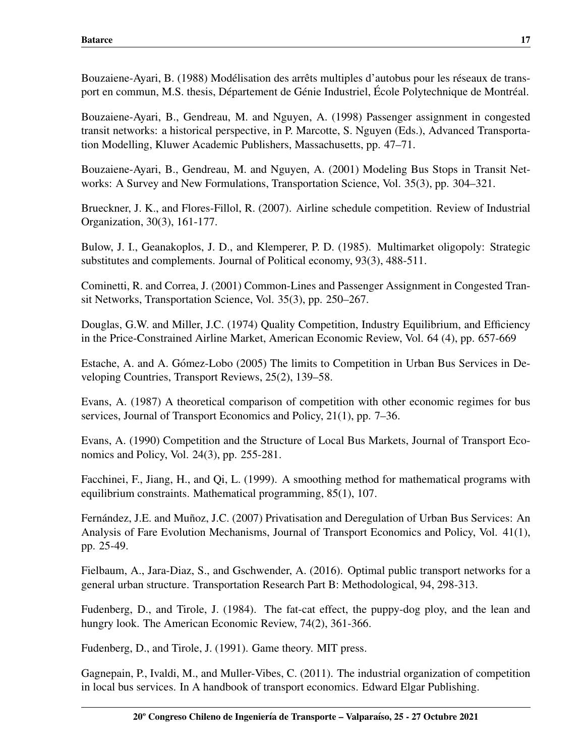Bouzaiene-Ayari, B. (1988) Modélisation des arrêts multiples d'autobus pour les réseaux de transport en commun, M.S. thesis, Département de Génie Industriel, École Polytechnique de Montréal.

Bouzaiene-Ayari, B., Gendreau, M. and Nguyen, A. (1998) Passenger assignment in congested transit networks: a historical perspective, in P. Marcotte, S. Nguyen (Eds.), Advanced Transportation Modelling, Kluwer Academic Publishers, Massachusetts, pp. 47–71.

Bouzaiene-Ayari, B., Gendreau, M. and Nguyen, A. (2001) Modeling Bus Stops in Transit Networks: A Survey and New Formulations, Transportation Science, Vol. 35(3), pp. 304–321.

Brueckner, J. K., and Flores-Fillol, R. (2007). Airline schedule competition. Review of Industrial Organization, 30(3), 161-177.

Bulow, J. I., Geanakoplos, J. D., and Klemperer, P. D. (1985). Multimarket oligopoly: Strategic substitutes and complements. Journal of Political economy, 93(3), 488-511.

Cominetti, R. and Correa, J. (2001) Common-Lines and Passenger Assignment in Congested Transit Networks, Transportation Science, Vol. 35(3), pp. 250–267.

Douglas, G.W. and Miller, J.C. (1974) Quality Competition, Industry Equilibrium, and Efficiency in the Price-Constrained Airline Market, American Economic Review, Vol. 64 (4), pp. 657-669

Estache, A. and A. Gómez-Lobo (2005) The limits to Competition in Urban Bus Services in Developing Countries, Transport Reviews, 25(2), 139–58.

Evans, A. (1987) A theoretical comparison of competition with other economic regimes for bus services, Journal of Transport Economics and Policy, 21(1), pp. 7–36.

Evans, A. (1990) Competition and the Structure of Local Bus Markets, Journal of Transport Economics and Policy, Vol. 24(3), pp. 255-281.

Facchinei, F., Jiang, H., and Qi, L. (1999). A smoothing method for mathematical programs with equilibrium constraints. Mathematical programming, 85(1), 107.

Fernández, J.E. and Muñoz, J.C. (2007) Privatisation and Deregulation of Urban Bus Services: An Analysis of Fare Evolution Mechanisms, Journal of Transport Economics and Policy, Vol. 41(1), pp. 25-49.

Fielbaum, A., Jara-Diaz, S., and Gschwender, A. (2016). Optimal public transport networks for a general urban structure. Transportation Research Part B: Methodological, 94, 298-313.

Fudenberg, D., and Tirole, J. (1984). The fat-cat effect, the puppy-dog ploy, and the lean and hungry look. The American Economic Review, 74(2), 361-366.

Fudenberg, D., and Tirole, J. (1991). Game theory. MIT press.

Gagnepain, P., Ivaldi, M., and Muller-Vibes, C. (2011). The industrial organization of competition in local bus services. In A handbook of transport economics. Edward Elgar Publishing.